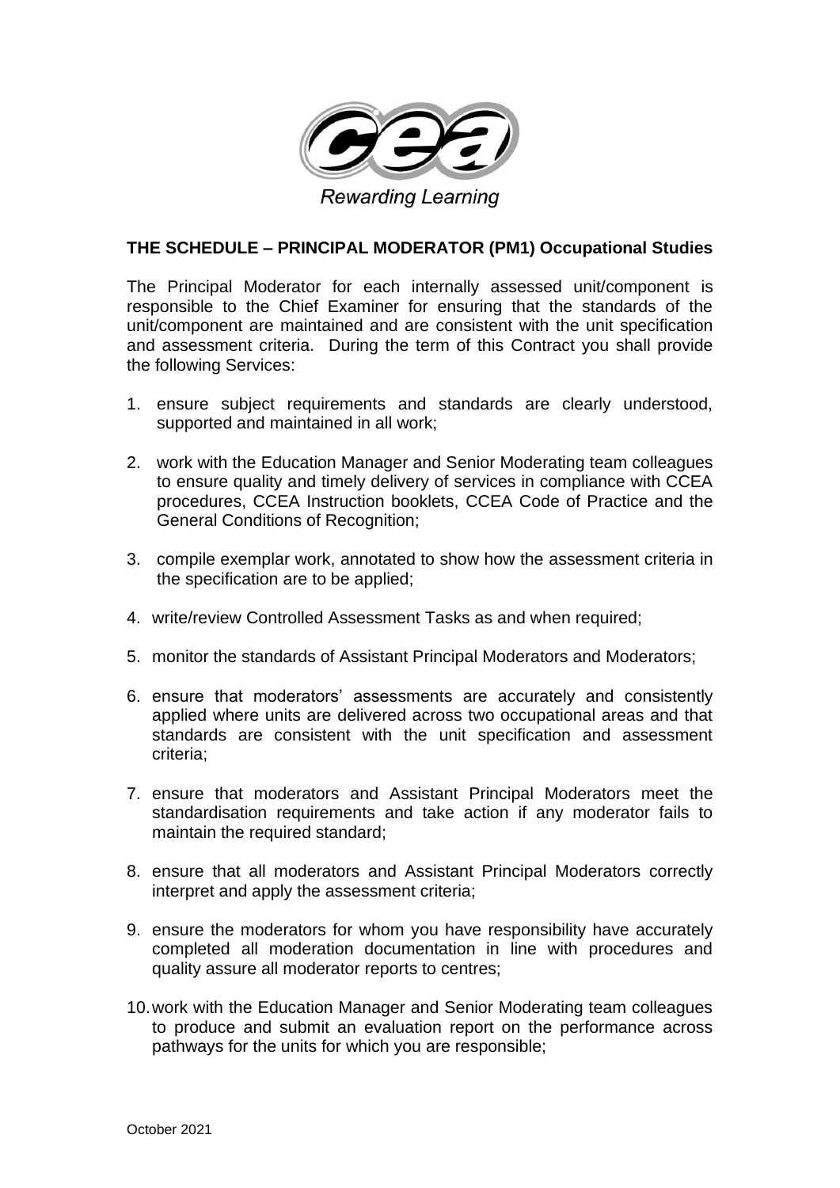Rewarding Learning

**THE SCHEDULE – PRINCIPAL MODERATOR (PM1) Occupational Studies**

The Principal Moderator for each internally assessed unit/component is responsible to the Chief Examiner for ensuring that the standards of the unit/component are maintained and are consistent with the unit specification and assessment criteria. During the term of this Contract you shall provide the following Services:

1. ensure subject requirements and standards are clearly understood, supported and maintained in all work;
2. work with the Education Manager and Senior Moderating team colleagues to ensure quality and timely delivery of services in compliance with CCEA procedures, CCEA Instruction booklets, CCEA Code of Practice and the General Conditions of Recognition;
3. compile exemplar work, annotated to show how the assessment criteria in the specification are to be applied;
4. write/review Controlled Assessment Tasks as and when required;
5. monitor the standards of Assistant Principal Moderators and Moderators;
6. ensure that moderators' assessments are accurately and consistently applied where units are delivered across two occupational areas and that standards are consistent with the unit specification and assessment criteria;
7. ensure that moderators and Assistant Principal Moderators meet the standardisation requirements and take action if any moderator fails to maintain the required standard;
8. ensure that all moderators and Assistant Principal Moderators correctly interpret and apply the assessment criteria;
9. ensure the moderators for whom you have responsibility have accurately completed all moderation documentation in line with procedures and quality assure all moderator reports to centres;
10. work with the Education Manager and Senior Moderating team colleagues to produce and submit an evaluation report on the performance across pathways for the units for which you are responsible;

October 2021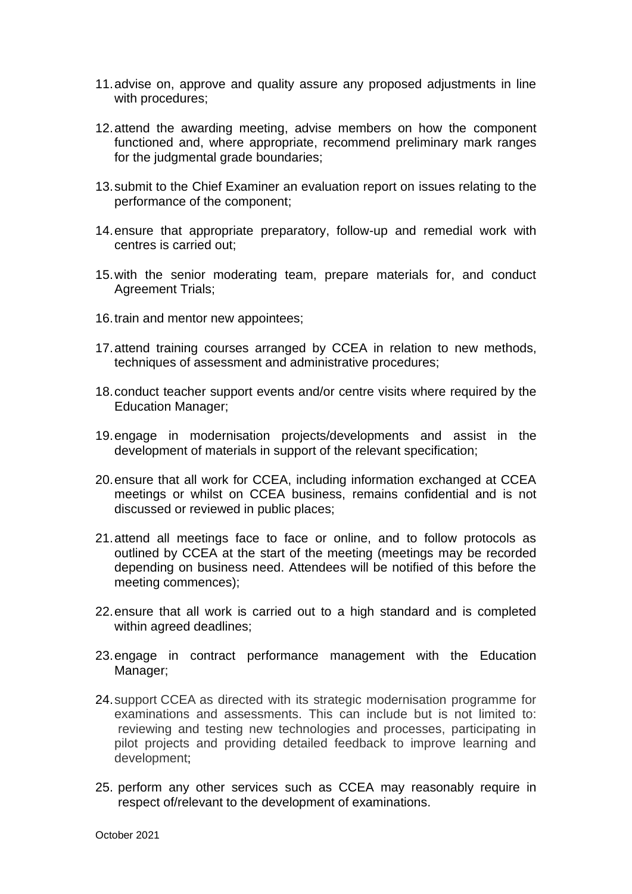11. advise on, approve and quality assure any proposed adjustments in line with procedures;

12. attend the awarding meeting, advise members on how the component functioned and, where appropriate, recommend preliminary mark ranges for the judgmental grade boundaries;

13. submit to the Chief Examiner an evaluation report on issues relating to the performance of the component;

14. ensure that appropriate preparatory, follow-up and remedial work with centres is carried out;

15. with the senior moderating team, prepare materials for, and conduct Agreement Trials;

16. train and mentor new appointees;

17. attend training courses arranged by CCEA in relation to new methods, techniques of assessment and administrative procedures;

18. conduct teacher support events and/or centre visits where required by the Education Manager;

19. engage in modernisation projects/developments and assist in the development of materials in support of the relevant specification;

20. ensure that all work for CCEA, including information exchanged at CCEA meetings or whilst on CCEA business, remains confidential and is not discussed or reviewed in public places;

21. attend all meetings face to face or online, and to follow protocols as outlined by CCEA at the start of the meeting (meetings may be recorded depending on business need. Attendees will be notified of this before the meeting commences);

22. ensure that all work is carried out to a high standard and is completed within agreed deadlines;

23. engage in contract performance management with the Education Manager;

24. support CCEA as directed with its strategic modernisation programme for examinations and assessments. This can include but is not limited to: reviewing and testing new technologies and processes, participating in pilot projects and providing detailed feedback to improve learning and development;

25. perform any other services such as CCEA may reasonably require in respect of/relevant to the development of examinations.

October 2021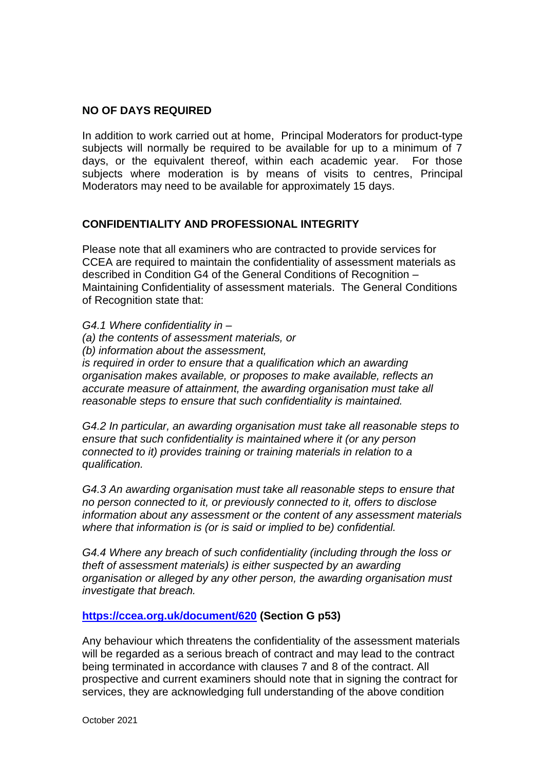## NO OF DAYS REQUIRED

In addition to work carried out at home, Principal Moderators for product-type subjects will normally be required to be available for up to a minimum of 7 days, or the equivalent thereof, within each academic year. For those subjects where moderation is by means of visits to centres, Principal Moderators may need to be available for approximately 15 days.

## CONFIDENTIALITY AND PROFESSIONAL INTEGRITY

Please note that all examiners who are contracted to provide services for CCEA are required to maintain the confidentiality of assessment materials as described in Condition G4 of the General Conditions of Recognition – Maintaining Confidentiality of assessment materials. The General Conditions of Recognition state that:

*G4.1 Where confidentiality in –*
*(a) the contents of assessment materials, or*
*(b) information about the assessment,*
*is required in order to ensure that a qualification which an awarding organisation makes available, or proposes to make available, reflects an accurate measure of attainment, the awarding organisation must take all reasonable steps to ensure that such confidentiality is maintained.*

*G4.2 In particular, an awarding organisation must take all reasonable steps to ensure that such confidentiality is maintained where it (or any person connected to it) provides training or training materials in relation to a qualification.*

*G4.3 An awarding organisation must take all reasonable steps to ensure that no person connected to it, or previously connected to it, offers to disclose information about any assessment or the content of any assessment materials where that information is (or is said or implied to be) confidential.*

*G4.4 Where any breach of such confidentiality (including through the loss or theft of assessment materials) is either suspected by an awarding organisation or alleged by any other person, the awarding organisation must investigate that breach.*

**[https://ccea.org.uk/document/620](https://ccea.org.uk/document/620) (Section G p53)**

Any behaviour which threatens the confidentiality of the assessment materials will be regarded as a serious breach of contract and may lead to the contract being terminated in accordance with clauses 7 and 8 of the contract. All prospective and current examiners should note that in signing the contract for services, they are acknowledging full understanding of the above condition

October 2021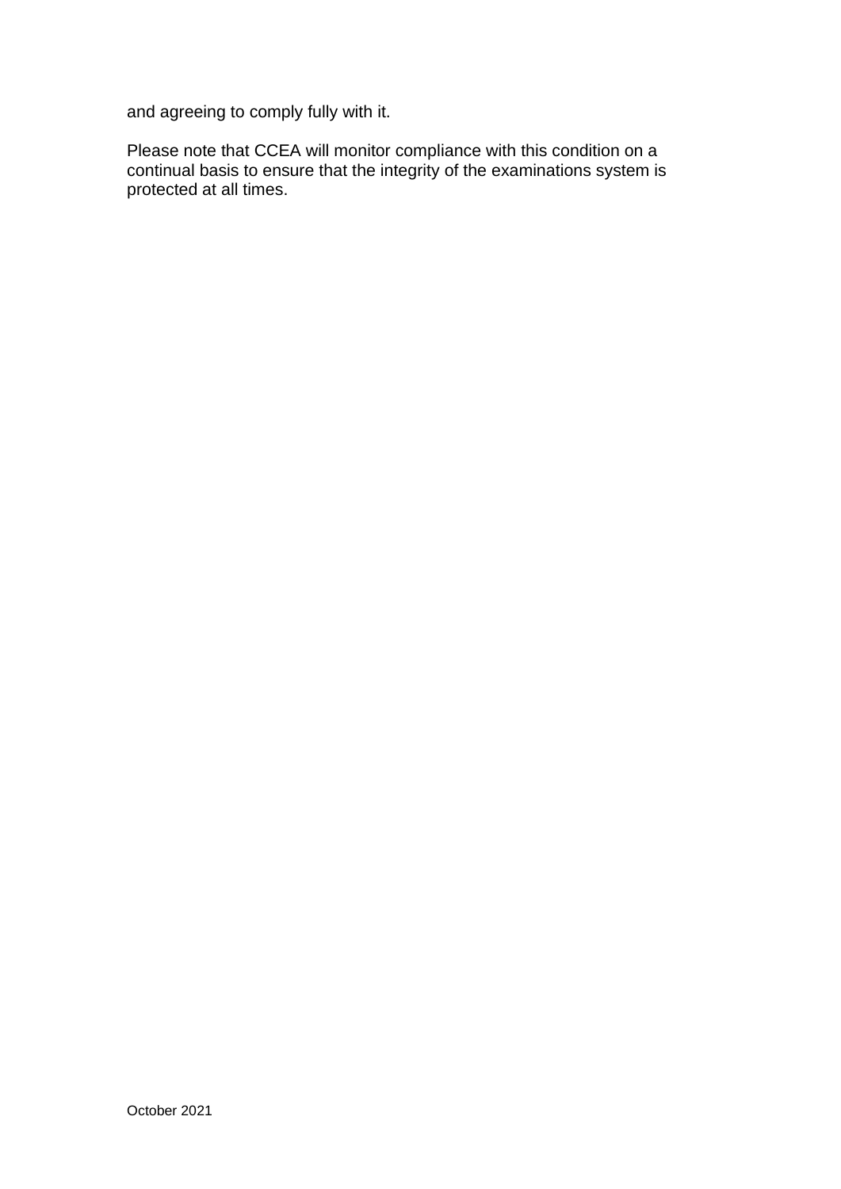and agreeing to comply fully with it.

Please note that CCEA will monitor compliance with this condition on a continual basis to ensure that the integrity of the examinations system is protected at all times.

October 2021